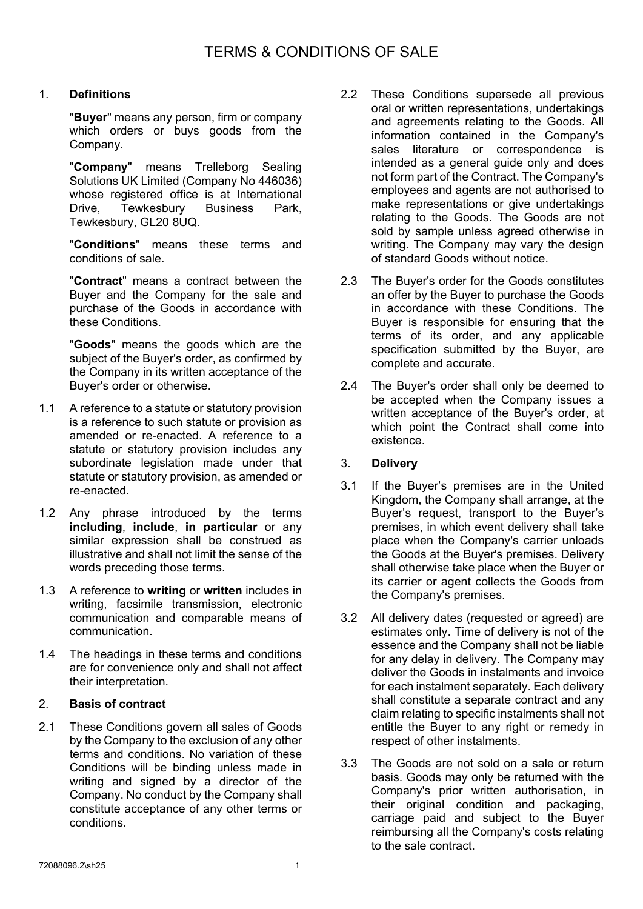# TERMS & CONDITIONS OF SALE

1. **Definitions**

"**Buyer**" means any person, firm or company which orders or buys goods from the Company.

"**Company**" means Trelleborg Sealing Solutions UK Limited (Company No 446036) whose registered office is at International Drive, Tewkesbury Business Park, Tewkesbury, GL20 8UQ.

"**Conditions**" means these terms and conditions of sale.

"**Contract**" means a contract between the Buyer and the Company for the sale and purchase of the Goods in accordance with these Conditions.

"**Goods**" means the goods which are the subject of the Buyer's order, as confirmed by the Company in its written acceptance of the Buyer's order or otherwise.

1.1 A reference to a statute or statutory provision is a reference to such statute or provision as amended or re-enacted. A reference to a statute or statutory provision includes any subordinate legislation made under that statute or statutory provision, as amended or re-enacted.

1.2 Any phrase introduced by the terms **including**, **include**, **in particular** or any similar expression shall be construed as illustrative and shall not limit the sense of the words preceding those terms.

1.3 A reference to **writing** or **written** includes in writing, facsimile transmission, electronic communication and comparable means of communication.

1.4 The headings in these terms and conditions are for convenience only and shall not affect their interpretation.

2. **Basis of contract**

2.1 These Conditions govern all sales of Goods by the Company to the exclusion of any other terms and conditions. No variation of these Conditions will be binding unless made in writing and signed by a director of the Company. No conduct by the Company shall constitute acceptance of any other terms or conditions.

2.2 These Conditions supersede all previous oral or written representations, undertakings and agreements relating to the Goods. All information contained in the Company's sales literature or correspondence is intended as a general guide only and does not form part of the Contract. The Company's employees and agents are not authorised to make representations or give undertakings relating to the Goods. The Goods are not sold by sample unless agreed otherwise in writing. The Company may vary the design of standard Goods without notice.

2.3 The Buyer's order for the Goods constitutes an offer by the Buyer to purchase the Goods in accordance with these Conditions. The Buyer is responsible for ensuring that the terms of its order, and any applicable specification submitted by the Buyer, are complete and accurate.

2.4 The Buyer's order shall only be deemed to be accepted when the Company issues a written acceptance of the Buyer's order, at which point the Contract shall come into existence.

3. **Delivery**

3.1 If the Buyer's premises are in the United Kingdom, the Company shall arrange, at the Buyer's request, transport to the Buyer's premises, in which event delivery shall take place when the Company's carrier unloads the Goods at the Buyer's premises. Delivery shall otherwise take place when the Buyer or its carrier or agent collects the Goods from the Company's premises.

3.2 All delivery dates (requested or agreed) are estimates only. Time of delivery is not of the essence and the Company shall not be liable for any delay in delivery. The Company may deliver the Goods in instalments and invoice for each instalment separately. Each delivery shall constitute a separate contract and any claim relating to specific instalments shall not entitle the Buyer to any right or remedy in respect of other instalments.

3.3 The Goods are not sold on a sale or return basis. Goods may only be returned with the Company's prior written authorisation, in their original condition and packaging, carriage paid and subject to the Buyer reimbursing all the Company's costs relating to the sale contract.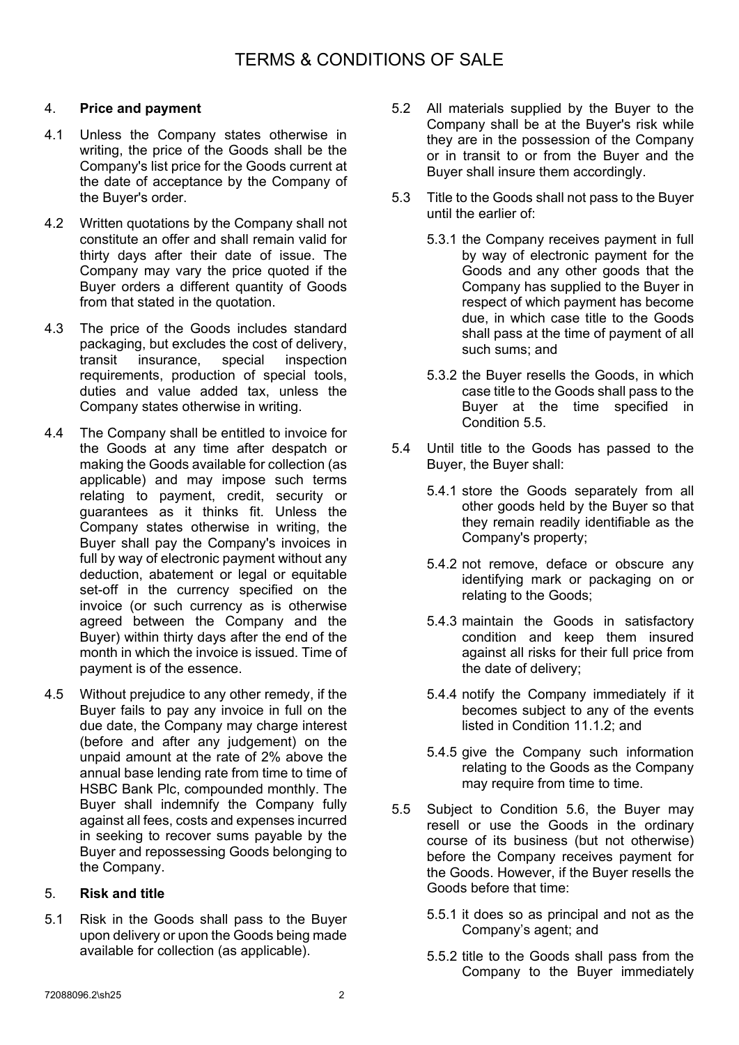# TERMS & CONDITIONS OF SALE

4. **Price and payment**

4.1 Unless the Company states otherwise in writing, the price of the Goods shall be the Company's list price for the Goods current at the date of acceptance by the Company of the Buyer's order.

4.2 Written quotations by the Company shall not constitute an offer and shall remain valid for thirty days after their date of issue. The Company may vary the price quoted if the Buyer orders a different quantity of Goods from that stated in the quotation.

4.3 The price of the Goods includes standard packaging, but excludes the cost of delivery, transit insurance, special inspection requirements, production of special tools, duties and value added tax, unless the Company states otherwise in writing.

4.4 The Company shall be entitled to invoice for the Goods at any time after despatch or making the Goods available for collection (as applicable) and may impose such terms relating to payment, credit, security or guarantees as it thinks fit. Unless the Company states otherwise in writing, the Buyer shall pay the Company's invoices in full by way of electronic payment without any deduction, abatement or legal or equitable set-off in the currency specified on the invoice (or such currency as is otherwise agreed between the Company and the Buyer) within thirty days after the end of the month in which the invoice is issued. Time of payment is of the essence.

4.5 Without prejudice to any other remedy, if the Buyer fails to pay any invoice in full on the due date, the Company may charge interest (before and after any judgement) on the unpaid amount at the rate of 2% above the annual base lending rate from time to time of HSBC Bank Plc, compounded monthly. The Buyer shall indemnify the Company fully against all fees, costs and expenses incurred in seeking to recover sums payable by the Buyer and repossessing Goods belonging to the Company.

5. **Risk and title**

5.1 Risk in the Goods shall pass to the Buyer upon delivery or upon the Goods being made available for collection (as applicable).

5.2 All materials supplied by the Buyer to the Company shall be at the Buyer's risk while they are in the possession of the Company or in transit to or from the Buyer and the Buyer shall insure them accordingly.

5.3 Title to the Goods shall not pass to the Buyer until the earlier of:

5.3.1 the Company receives payment in full by way of electronic payment for the Goods and any other goods that the Company has supplied to the Buyer in respect of which payment has become due, in which case title to the Goods shall pass at the time of payment of all such sums; and

5.3.2 the Buyer resells the Goods, in which case title to the Goods shall pass to the Buyer at the time specified in Condition 5.5.

5.4 Until title to the Goods has passed to the Buyer, the Buyer shall:

5.4.1 store the Goods separately from all other goods held by the Buyer so that they remain readily identifiable as the Company's property;

5.4.2 not remove, deface or obscure any identifying mark or packaging on or relating to the Goods;

5.4.3 maintain the Goods in satisfactory condition and keep them insured against all risks for their full price from the date of delivery;

5.4.4 notify the Company immediately if it becomes subject to any of the events listed in Condition 11.1.2; and

5.4.5 give the Company such information relating to the Goods as the Company may require from time to time.

5.5 Subject to Condition 5.6, the Buyer may resell or use the Goods in the ordinary course of its business (but not otherwise) before the Company receives payment for the Goods. However, if the Buyer resells the Goods before that time:

5.5.1 it does so as principal and not as the Company's agent; and

5.5.2 title to the Goods shall pass from the Company to the Buyer immediately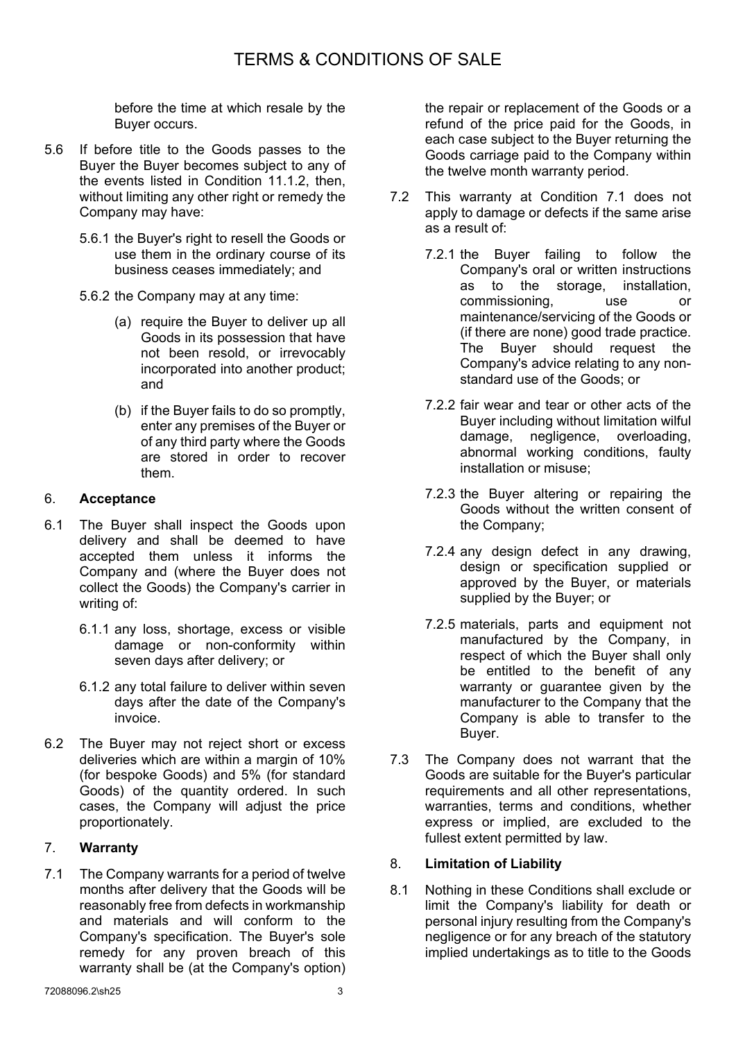before the time at which resale by the Buyer occurs.

5.6 If before title to the Goods passes to the Buyer the Buyer becomes subject to any of the events listed in Condition 11.1.2, then, without limiting any other right or remedy the Company may have:

5.6.1 the Buyer's right to resell the Goods or use them in the ordinary course of its business ceases immediately; and

5.6.2 the Company may at any time:

(a) require the Buyer to deliver up all Goods in its possession that have not been resold, or irrevocably incorporated into another product; and

(b) if the Buyer fails to do so promptly, enter any premises of the Buyer or of any third party where the Goods are stored in order to recover them.

## 6. Acceptance

6.1 The Buyer shall inspect the Goods upon delivery and shall be deemed to have accepted them unless it informs the Company and (where the Buyer does not collect the Goods) the Company's carrier in writing of:

6.1.1 any loss, shortage, excess or visible damage or non-conformity within seven days after delivery; or

6.1.2 any total failure to deliver within seven days after the date of the Company's invoice.

6.2 The Buyer may not reject short or excess deliveries which are within a margin of 10% (for bespoke Goods) and 5% (for standard Goods) of the quantity ordered. In such cases, the Company will adjust the price proportionately.

## 7. Warranty

7.1 The Company warrants for a period of twelve months after delivery that the Goods will be reasonably free from defects in workmanship and materials and will conform to the Company's specification. The Buyer's sole remedy for any proven breach of this warranty shall be (at the Company's option) the repair or replacement of the Goods or a refund of the price paid for the Goods, in each case subject to the Buyer returning the Goods carriage paid to the Company within the twelve month warranty period.

7.2 This warranty at Condition 7.1 does not apply to damage or defects if the same arise as a result of:

7.2.1 the Buyer failing to follow the Company's oral or written instructions as to the storage, installation, commissioning, use or maintenance/servicing of the Goods or (if there are none) good trade practice. The Buyer should request the Company's advice relating to any non-standard use of the Goods; or

7.2.2 fair wear and tear or other acts of the Buyer including without limitation wilful damage, negligence, overloading, abnormal working conditions, faulty installation or misuse;

7.2.3 the Buyer altering or repairing the Goods without the written consent of the Company;

7.2.4 any design defect in any drawing, design or specification supplied or approved by the Buyer, or materials supplied by the Buyer; or

7.2.5 materials, parts and equipment not manufactured by the Company, in respect of which the Buyer shall only be entitled to the benefit of any warranty or guarantee given by the manufacturer to the Company that the Company is able to transfer to the Buyer.

7.3 The Company does not warrant that the Goods are suitable for the Buyer's particular requirements and all other representations, warranties, terms and conditions, whether express or implied, are excluded to the fullest extent permitted by law.

## 8. Limitation of Liability

8.1 Nothing in these Conditions shall exclude or limit the Company's liability for death or personal injury resulting from the Company's negligence or for any breach of the statutory implied undertakings as to title to the Goods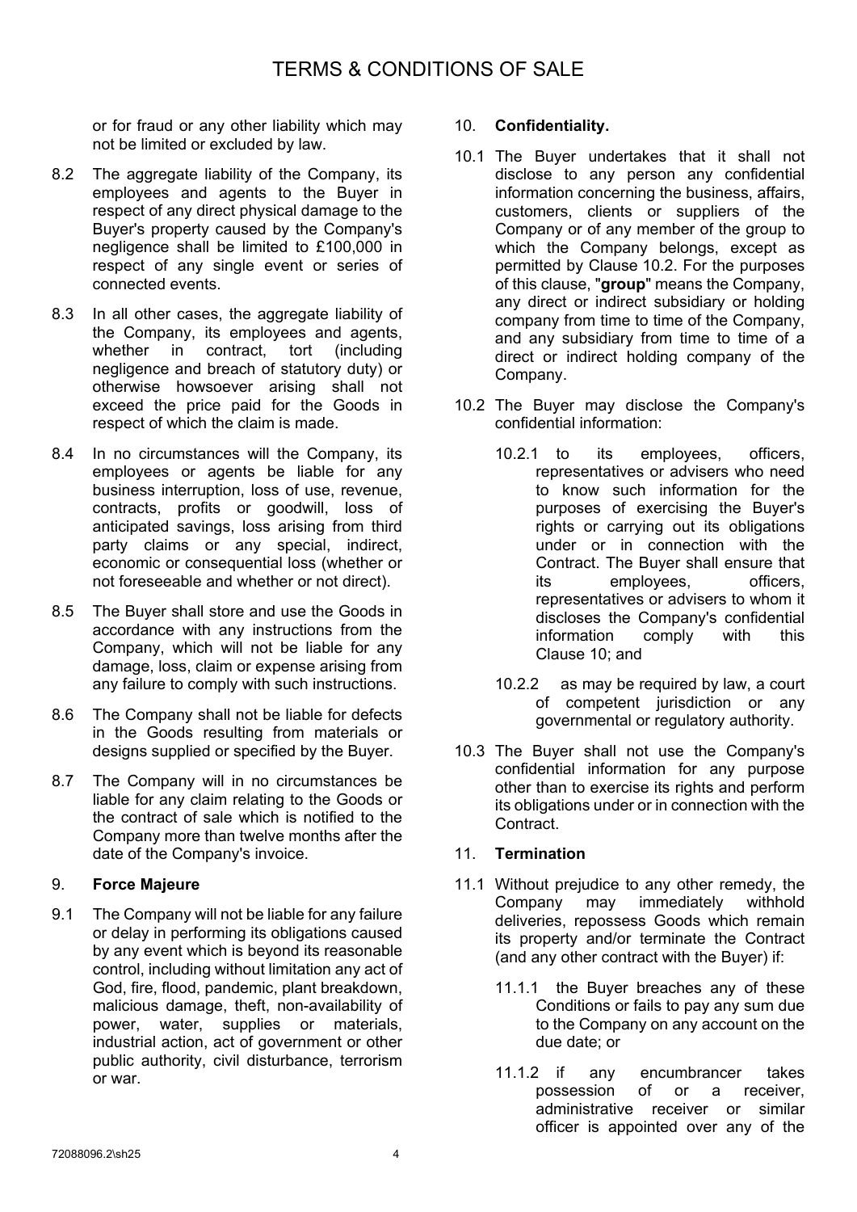or for fraud or any other liability which may not be limited or excluded by law.

8.2 The aggregate liability of the Company, its employees and agents to the Buyer in respect of any direct physical damage to the Buyer's property caused by the Company's negligence shall be limited to £100,000 in respect of any single event or series of connected events.

8.3 In all other cases, the aggregate liability of the Company, its employees and agents, whether in contract, tort (including negligence and breach of statutory duty) or otherwise howsoever arising shall not exceed the price paid for the Goods in respect of which the claim is made.

8.4 In no circumstances will the Company, its employees or agents be liable for any business interruption, loss of use, revenue, contracts, profits or goodwill, loss of anticipated savings, loss arising from third party claims or any special, indirect, economic or consequential loss (whether or not foreseeable and whether or not direct).

8.5 The Buyer shall store and use the Goods in accordance with any instructions from the Company, which will not be liable for any damage, loss, claim or expense arising from any failure to comply with such instructions.

8.6 The Company shall not be liable for defects in the Goods resulting from materials or designs supplied or specified by the Buyer.

8.7 The Company will in no circumstances be liable for any claim relating to the Goods or the contract of sale which is notified to the Company more than twelve months after the date of the Company's invoice.

## 9. Force Majeure

9.1 The Company will not be liable for any failure or delay in performing its obligations caused by any event which is beyond its reasonable control, including without limitation any act of God, fire, flood, pandemic, plant breakdown, malicious damage, theft, non-availability of power, water, supplies or materials, industrial action, act of government or other public authority, civil disturbance, terrorism or war.

## 10. Confidentiality.

10.1 The Buyer undertakes that it shall not disclose to any person any confidential information concerning the business, affairs, customers, clients or suppliers of the Company or of any member of the group to which the Company belongs, except as permitted by Clause 10.2. For the purposes of this clause, "**group**" means the Company, any direct or indirect subsidiary or holding company from time to time of the Company, and any subsidiary from time to time of a direct or indirect holding company of the Company.

10.2 The Buyer may disclose the Company's confidential information:

10.2.1 to its employees, officers, representatives or advisers who need to know such information for the purposes of exercising the Buyer's rights or carrying out its obligations under or in connection with the Contract. The Buyer shall ensure that its employees, officers, representatives or advisers to whom it discloses the Company's confidential information comply with this Clause 10; and

10.2.2 as may be required by law, a court of competent jurisdiction or any governmental or regulatory authority.

10.3 The Buyer shall not use the Company's confidential information for any purpose other than to exercise its rights and perform its obligations under or in connection with the Contract.

## 11. Termination

11.1 Without prejudice to any other remedy, the Company may immediately withhold deliveries, repossess Goods which remain its property and/or terminate the Contract (and any other contract with the Buyer) if:

11.1.1 the Buyer breaches any of these Conditions or fails to pay any sum due to the Company on any account on the due date; or

11.1.2 if any encumbrancer takes possession of or a receiver, administrative receiver or similar officer is appointed over any of the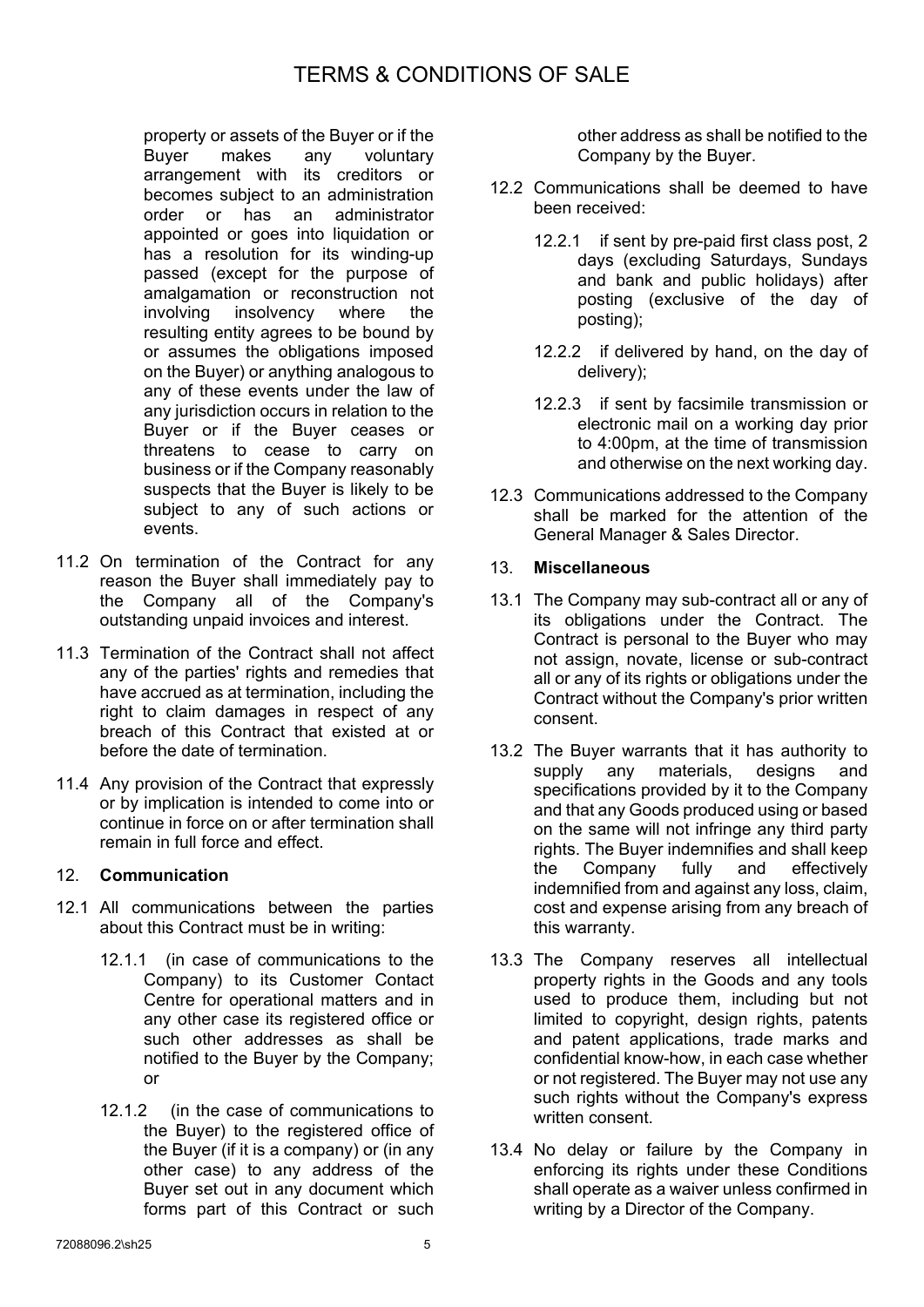property or assets of the Buyer or if the Buyer makes any voluntary arrangement with its creditors or becomes subject to an administration order or has an administrator appointed or goes into liquidation or has a resolution for its winding-up passed (except for the purpose of amalgamation or reconstruction not involving insolvency where the resulting entity agrees to be bound by or assumes the obligations imposed on the Buyer) or anything analogous to any of these events under the law of any jurisdiction occurs in relation to the Buyer or if the Buyer ceases or threatens to cease to carry on business or if the Company reasonably suspects that the Buyer is likely to be subject to any of such actions or events.

11.2 On termination of the Contract for any reason the Buyer shall immediately pay to the Company all of the Company's outstanding unpaid invoices and interest.

11.3 Termination of the Contract shall not affect any of the parties' rights and remedies that have accrued as at termination, including the right to claim damages in respect of any breach of this Contract that existed at or before the date of termination.

11.4 Any provision of the Contract that expressly or by implication is intended to come into or continue in force on or after termination shall remain in full force and effect.

## 12. Communication

12.1 All communications between the parties about this Contract must be in writing:

12.1.1 (in case of communications to the Company) to its Customer Contact Centre for operational matters and in any other case its registered office or such other addresses as shall be notified to the Buyer by the Company; or

12.1.2 (in the case of communications to the Buyer) to the registered office of the Buyer (if it is a company) or (in any other case) to any address of the Buyer set out in any document which forms part of this Contract or such other address as shall be notified to the Company by the Buyer.

12.2 Communications shall be deemed to have been received:

12.2.1 if sent by pre-paid first class post, 2 days (excluding Saturdays, Sundays and bank and public holidays) after posting (exclusive of the day of posting);

12.2.2 if delivered by hand, on the day of delivery);

12.2.3 if sent by facsimile transmission or electronic mail on a working day prior to 4:00pm, at the time of transmission and otherwise on the next working day.

12.3 Communications addressed to the Company shall be marked for the attention of the General Manager & Sales Director.

## 13. Miscellaneous

13.1 The Company may sub-contract all or any of its obligations under the Contract. The Contract is personal to the Buyer who may not assign, novate, license or sub-contract all or any of its rights or obligations under the Contract without the Company's prior written consent.

13.2 The Buyer warrants that it has authority to supply any materials, designs and specifications provided by it to the Company and that any Goods produced using or based on the same will not infringe any third party rights. The Buyer indemnifies and shall keep the Company fully and effectively indemnified from and against any loss, claim, cost and expense arising from any breach of this warranty.

13.3 The Company reserves all intellectual property rights in the Goods and any tools used to produce them, including but not limited to copyright, design rights, patents and patent applications, trade marks and confidential know-how, in each case whether or not registered. The Buyer may not use any such rights without the Company's express written consent.

13.4 No delay or failure by the Company in enforcing its rights under these Conditions shall operate as a waiver unless confirmed in writing by a Director of the Company.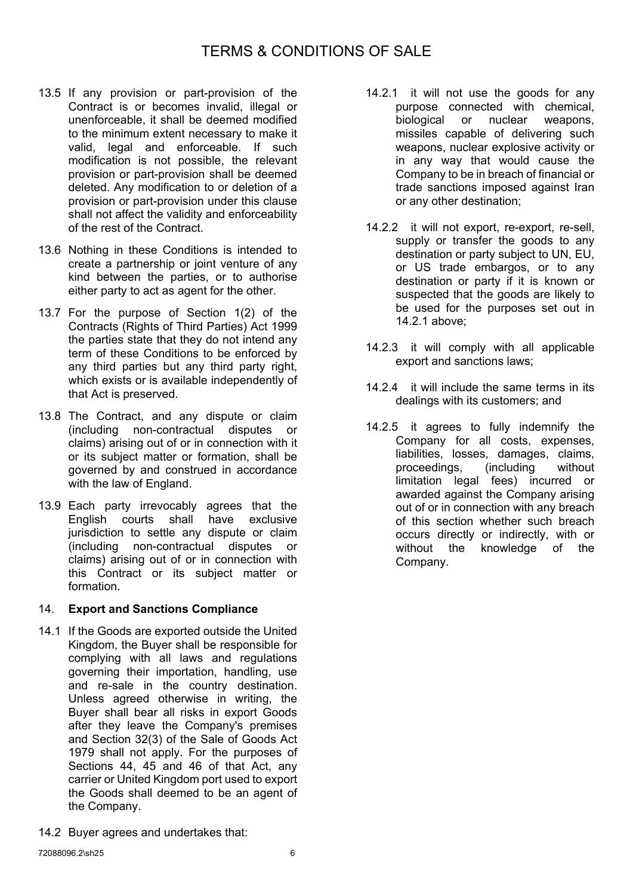13.5 If any provision or part-provision of the Contract is or becomes invalid, illegal or unenforceable, it shall be deemed modified to the minimum extent necessary to make it valid, legal and enforceable. If such modification is not possible, the relevant provision or part-provision shall be deemed deleted. Any modification to or deletion of a provision or part-provision under this clause shall not affect the validity and enforceability of the rest of the Contract.

13.6 Nothing in these Conditions is intended to create a partnership or joint venture of any kind between the parties, or to authorise either party to act as agent for the other.

13.7 For the purpose of Section 1(2) of the Contracts (Rights of Third Parties) Act 1999 the parties state that they do not intend any term of these Conditions to be enforced by any third parties but any third party right, which exists or is available independently of that Act is preserved.

13.8 The Contract, and any dispute or claim (including non-contractual disputes or claims) arising out of or in connection with it or its subject matter or formation, shall be governed by and construed in accordance with the law of England.

13.9 Each party irrevocably agrees that the English courts shall have exclusive jurisdiction to settle any dispute or claim (including non-contractual disputes or claims) arising out of or in connection with this Contract or its subject matter or formation.

## 14. **Export and Sanctions Compliance**

14.1 If the Goods are exported outside the United Kingdom, the Buyer shall be responsible for complying with all laws and regulations governing their importation, handling, use and re-sale in the country destination. Unless agreed otherwise in writing, the Buyer shall bear all risks in export Goods after they leave the Company's premises and Section 32(3) of the Sale of Goods Act 1979 shall not apply. For the purposes of Sections 44, 45 and 46 of that Act, any carrier or United Kingdom port used to export the Goods shall deemed to be an agent of the Company.

14.2 Buyer agrees and undertakes that:

14.2.1 it will not use the goods for any purpose connected with chemical, biological or nuclear weapons, missiles capable of delivering such weapons, nuclear explosive activity or in any way that would cause the Company to be in breach of financial or trade sanctions imposed against Iran or any other destination;

14.2.2 it will not export, re-export, re-sell, supply or transfer the goods to any destination or party subject to UN, EU, or US trade embargos, or to any destination or party if it is known or suspected that the goods are likely to be used for the purposes set out in 14.2.1 above;

14.2.3 it will comply with all applicable export and sanctions laws;

14.2.4 it will include the same terms in its dealings with its customers; and

14.2.5 it agrees to fully indemnify the Company for all costs, expenses, liabilities, losses, damages, claims, proceedings, (including without limitation legal fees) incurred or awarded against the Company arising out of or in connection with any breach of this section whether such breach occurs directly or indirectly, with or without the knowledge of the Company.